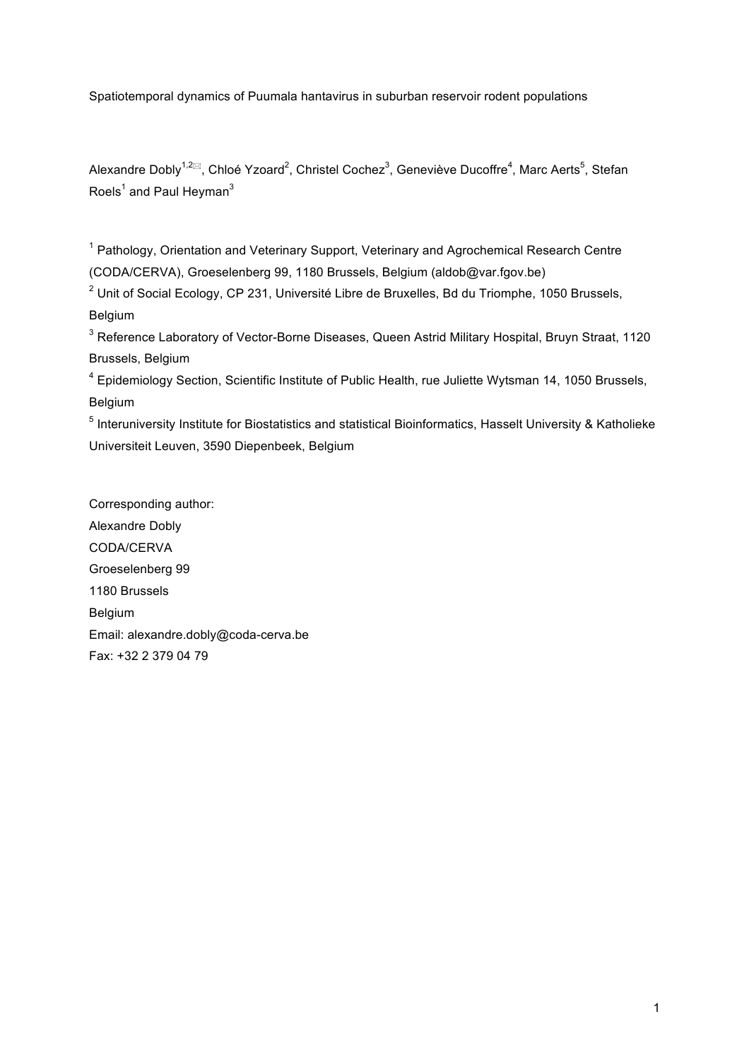# Spatiotemporal dynamics of Puumala hantavirus in suburban reservoir rodent populations

Alexandre Dobly[1,2]✉, Chloé Yzoard[2], Christel Cochez[3], Geneviève Ducoffre[4], Marc Aerts[5], Stefan Roels[1] and Paul Heyman[3]

[1] Pathology, Orientation and Veterinary Support, Veterinary and Agrochemical Research Centre (CODA/CERVA), Groeselenberg 99, 1180 Brussels, Belgium (aldob@var.fgov.be)

[2] Unit of Social Ecology, CP 231, Université Libre de Bruxelles, Bd du Triomphe, 1050 Brussels, Belgium

[3] Reference Laboratory of Vector-Borne Diseases, Queen Astrid Military Hospital, Bruyn Straat, 1120 Brussels, Belgium

[4] Epidemiology Section, Scientific Institute of Public Health, rue Juliette Wytsman 14, 1050 Brussels, Belgium

[5] Interuniversity Institute for Biostatistics and statistical Bioinformatics, Hasselt University & Katholieke Universiteit Leuven, 3590 Diepenbeek, Belgium

Corresponding author:
Alexandre Dobly
CODA/CERVA
Groeselenberg 99
1180 Brussels
Belgium
Email: alexandre.dobly@coda-cerva.be
Fax: +32 2 379 04 79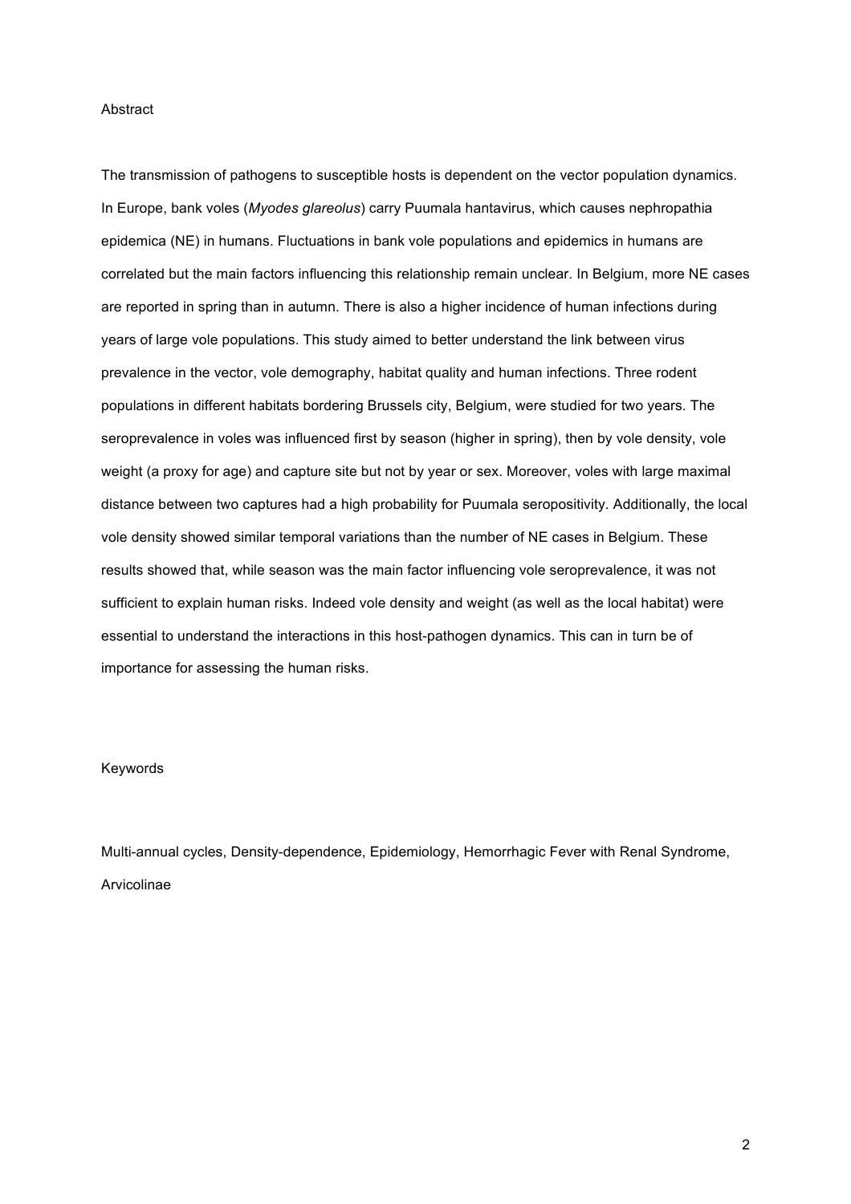## Abstract

The transmission of pathogens to susceptible hosts is dependent on the vector population dynamics. In Europe, bank voles (*Myodes glareolus*) carry Puumala hantavirus, which causes nephropathia epidemica (NE) in humans. Fluctuations in bank vole populations and epidemics in humans are correlated but the main factors influencing this relationship remain unclear. In Belgium, more NE cases are reported in spring than in autumn. There is also a higher incidence of human infections during years of large vole populations. This study aimed to better understand the link between virus prevalence in the vector, vole demography, habitat quality and human infections. Three rodent populations in different habitats bordering Brussels city, Belgium, were studied for two years. The seroprevalence in voles was influenced first by season (higher in spring), then by vole density, vole weight (a proxy for age) and capture site but not by year or sex. Moreover, voles with large maximal distance between two captures had a high probability for Puumala seropositivity. Additionally, the local vole density showed similar temporal variations than the number of NE cases in Belgium. These results showed that, while season was the main factor influencing vole seroprevalence, it was not sufficient to explain human risks. Indeed vole density and weight (as well as the local habitat) were essential to understand the interactions in this host-pathogen dynamics. This can in turn be of importance for assessing the human risks.

## Keywords

Multi-annual cycles, Density-dependence, Epidemiology, Hemorrhagic Fever with Renal Syndrome, Arvicolinae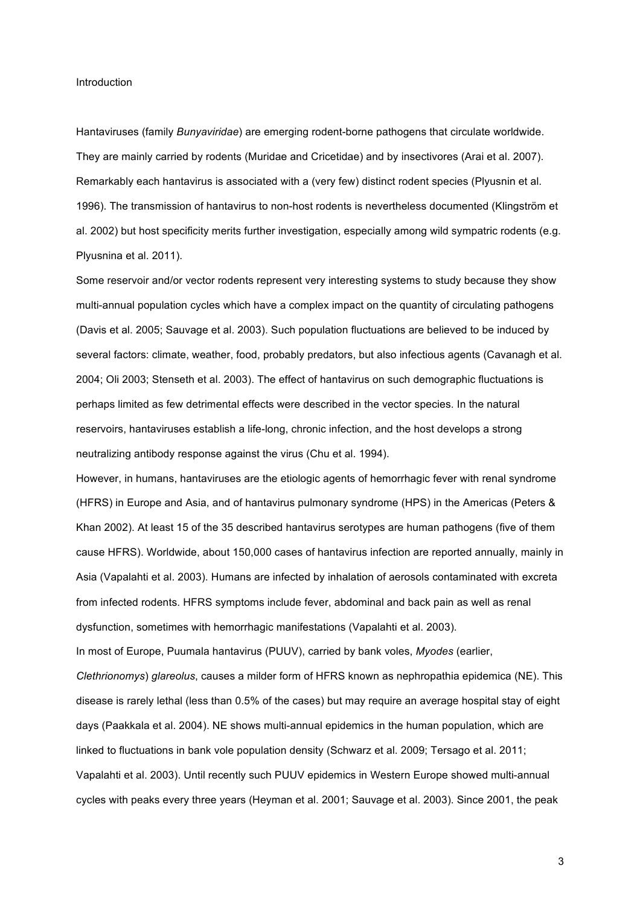## Introduction

Hantaviruses (family *Bunyaviridae*) are emerging rodent-borne pathogens that circulate worldwide. They are mainly carried by rodents (Muridae and Cricetidae) and by insectivores (Arai et al. 2007). Remarkably each hantavirus is associated with a (very few) distinct rodent species (Plyusnin et al. 1996). The transmission of hantavirus to non-host rodents is nevertheless documented (Klingström et al. 2002) but host specificity merits further investigation, especially among wild sympatric rodents (e.g. Plyusnina et al. 2011).

Some reservoir and/or vector rodents represent very interesting systems to study because they show multi-annual population cycles which have a complex impact on the quantity of circulating pathogens (Davis et al. 2005; Sauvage et al. 2003). Such population fluctuations are believed to be induced by several factors: climate, weather, food, probably predators, but also infectious agents (Cavanagh et al. 2004; Oli 2003; Stenseth et al. 2003). The effect of hantavirus on such demographic fluctuations is perhaps limited as few detrimental effects were described in the vector species. In the natural reservoirs, hantaviruses establish a life-long, chronic infection, and the host develops a strong neutralizing antibody response against the virus (Chu et al. 1994).

However, in humans, hantaviruses are the etiologic agents of hemorrhagic fever with renal syndrome (HFRS) in Europe and Asia, and of hantavirus pulmonary syndrome (HPS) in the Americas (Peters & Khan 2002). At least 15 of the 35 described hantavirus serotypes are human pathogens (five of them cause HFRS). Worldwide, about 150,000 cases of hantavirus infection are reported annually, mainly in Asia (Vapalahti et al. 2003). Humans are infected by inhalation of aerosols contaminated with excreta from infected rodents. HFRS symptoms include fever, abdominal and back pain as well as renal dysfunction, sometimes with hemorrhagic manifestations (Vapalahti et al. 2003).

In most of Europe, Puumala hantavirus (PUUV), carried by bank voles, *Myodes* (earlier, *Clethrionomys*) *glareolus*, causes a milder form of HFRS known as nephropathia epidemica (NE). This disease is rarely lethal (less than 0.5% of the cases) but may require an average hospital stay of eight days (Paakkala et al. 2004). NE shows multi-annual epidemics in the human population, which are linked to fluctuations in bank vole population density (Schwarz et al. 2009; Tersago et al. 2011; Vapalahti et al. 2003). Until recently such PUUV epidemics in Western Europe showed multi-annual cycles with peaks every three years (Heyman et al. 2001; Sauvage et al. 2003). Since 2001, the peak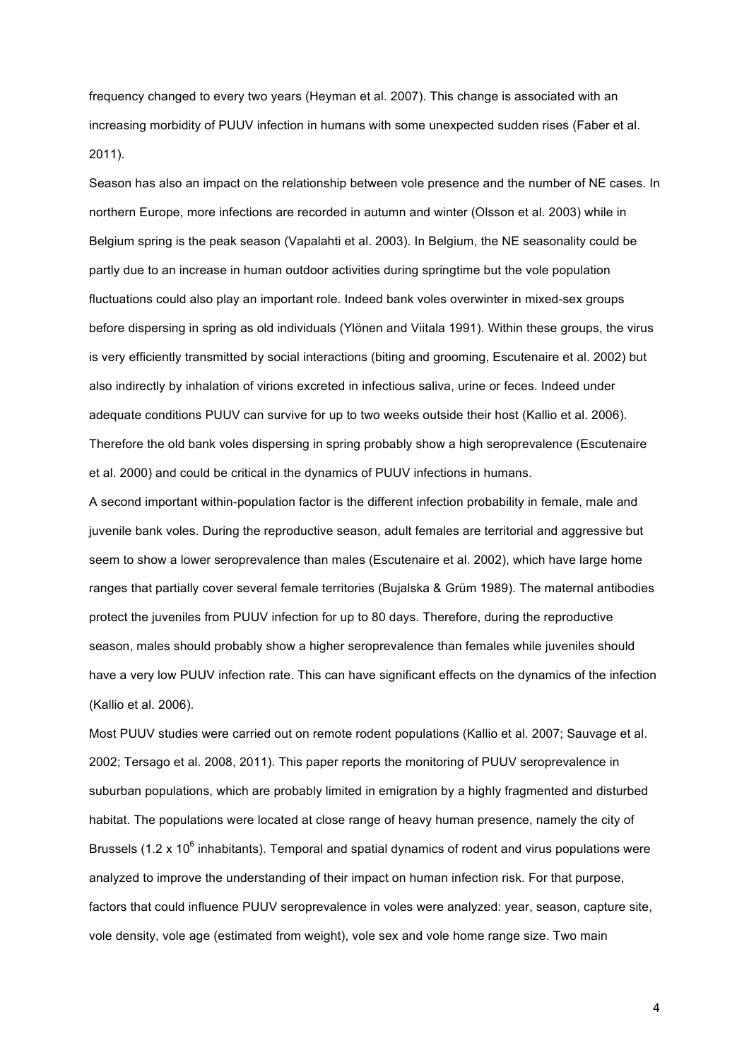frequency changed to every two years (Heyman et al. 2007). This change is associated with an increasing morbidity of PUUV infection in humans with some unexpected sudden rises (Faber et al. 2011).

Season has also an impact on the relationship between vole presence and the number of NE cases. In northern Europe, more infections are recorded in autumn and winter (Olsson et al. 2003) while in Belgium spring is the peak season (Vapalahti et al. 2003). In Belgium, the NE seasonality could be partly due to an increase in human outdoor activities during springtime but the vole population fluctuations could also play an important role. Indeed bank voles overwinter in mixed-sex groups before dispersing in spring as old individuals (Ylönen and Viitala 1991). Within these groups, the virus is very efficiently transmitted by social interactions (biting and grooming, Escutenaire et al. 2002) but also indirectly by inhalation of virions excreted in infectious saliva, urine or feces. Indeed under adequate conditions PUUV can survive for up to two weeks outside their host (Kallio et al. 2006). Therefore the old bank voles dispersing in spring probably show a high seroprevalence (Escutenaire et al. 2000) and could be critical in the dynamics of PUUV infections in humans.

A second important within-population factor is the different infection probability in female, male and juvenile bank voles. During the reproductive season, adult females are territorial and aggressive but seem to show a lower seroprevalence than males (Escutenaire et al. 2002), which have large home ranges that partially cover several female territories (Bujalska & Grüm 1989). The maternal antibodies protect the juveniles from PUUV infection for up to 80 days. Therefore, during the reproductive season, males should probably show a higher seroprevalence than females while juveniles should have a very low PUUV infection rate. This can have significant effects on the dynamics of the infection (Kallio et al. 2006).

Most PUUV studies were carried out on remote rodent populations (Kallio et al. 2007; Sauvage et al. 2002; Tersago et al. 2008, 2011). This paper reports the monitoring of PUUV seroprevalence in suburban populations, which are probably limited in emigration by a highly fragmented and disturbed habitat. The populations were located at close range of heavy human presence, namely the city of Brussels ($1.2 \times 10^6$ inhabitants). Temporal and spatial dynamics of rodent and virus populations were analyzed to improve the understanding of their impact on human infection risk. For that purpose, factors that could influence PUUV seroprevalence in voles were analyzed: year, season, capture site, vole density, vole age (estimated from weight), vole sex and vole home range size. Two main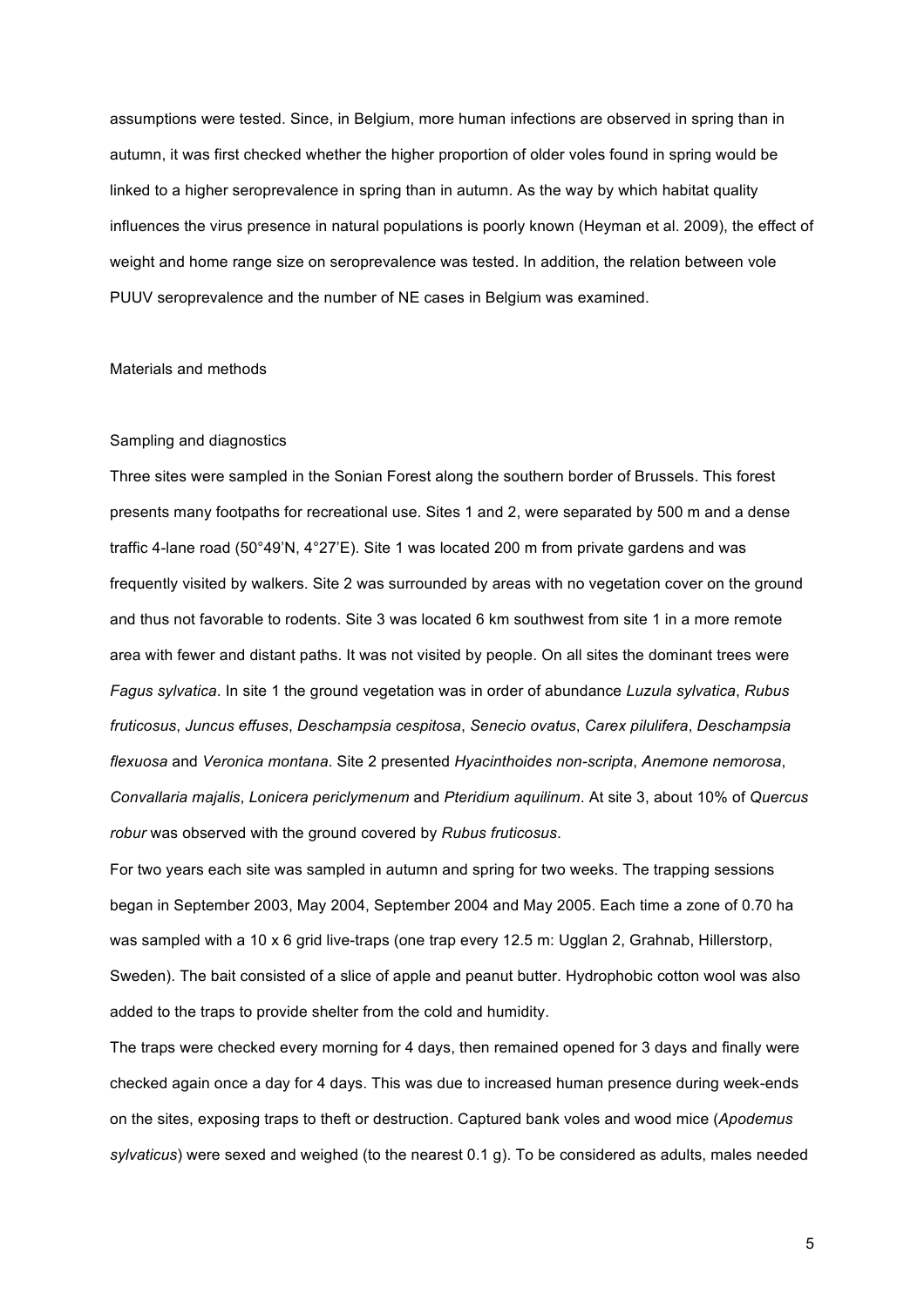assumptions were tested. Since, in Belgium, more human infections are observed in spring than in autumn, it was first checked whether the higher proportion of older voles found in spring would be linked to a higher seroprevalence in spring than in autumn. As the way by which habitat quality influences the virus presence in natural populations is poorly known (Heyman et al. 2009), the effect of weight and home range size on seroprevalence was tested. In addition, the relation between vole PUUV seroprevalence and the number of NE cases in Belgium was examined.

## Materials and methods

### Sampling and diagnostics

Three sites were sampled in the Sonian Forest along the southern border of Brussels. This forest presents many footpaths for recreational use. Sites 1 and 2, were separated by 500 m and a dense traffic 4-lane road (50°49'N, 4°27'E). Site 1 was located 200 m from private gardens and was frequently visited by walkers. Site 2 was surrounded by areas with no vegetation cover on the ground and thus not favorable to rodents. Site 3 was located 6 km southwest from site 1 in a more remote area with fewer and distant paths. It was not visited by people. On all sites the dominant trees were *Fagus sylvatica*. In site 1 the ground vegetation was in order of abundance *Luzula sylvatica*, *Rubus fruticosus*, *Juncus effuses*, *Deschampsia cespitosa*, *Senecio ovatus*, *Carex pilulifera*, *Deschampsia flexuosa* and *Veronica montana*. Site 2 presented *Hyacinthoides non-scripta*, *Anemone nemorosa*, *Convallaria majalis*, *Lonicera periclymenum* and *Pteridium aquilinum*. At site 3, about 10% of *Quercus robur* was observed with the ground covered by *Rubus fruticosus*.

For two years each site was sampled in autumn and spring for two weeks. The trapping sessions began in September 2003, May 2004, September 2004 and May 2005. Each time a zone of 0.70 ha was sampled with a 10 x 6 grid live-traps (one trap every 12.5 m: Ugglan 2, Grahnab, Hillerstorp, Sweden). The bait consisted of a slice of apple and peanut butter. Hydrophobic cotton wool was also added to the traps to provide shelter from the cold and humidity.

The traps were checked every morning for 4 days, then remained opened for 3 days and finally were checked again once a day for 4 days. This was due to increased human presence during week-ends on the sites, exposing traps to theft or destruction. Captured bank voles and wood mice (*Apodemus sylvaticus*) were sexed and weighed (to the nearest 0.1 g). To be considered as adults, males needed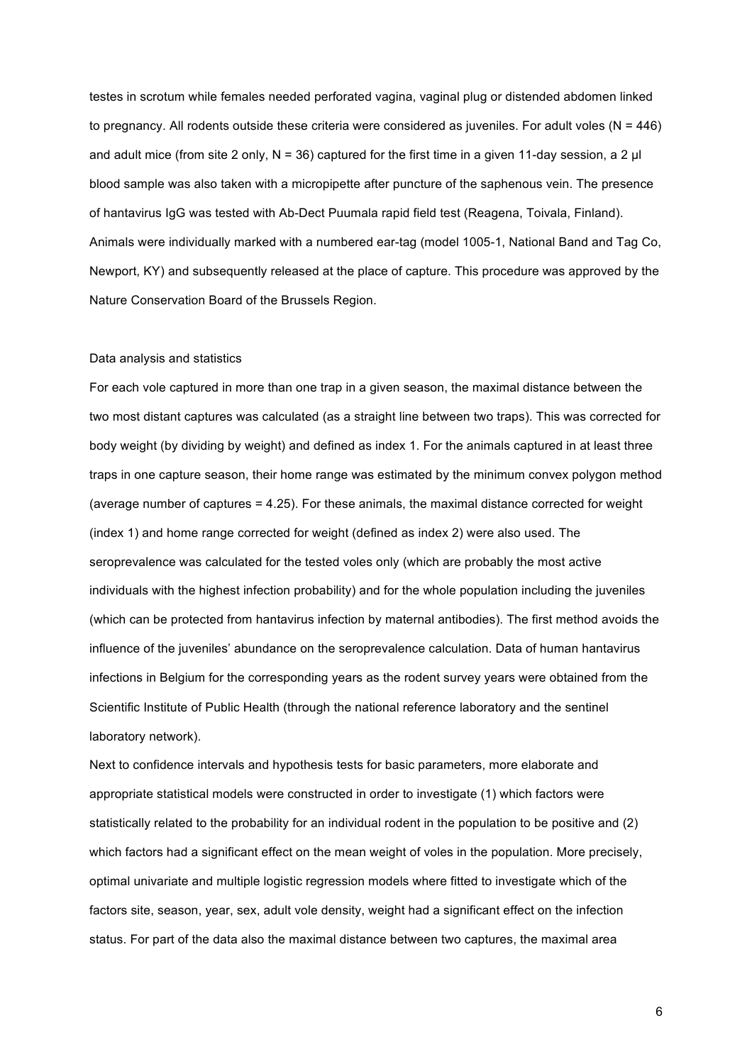testes in scrotum while females needed perforated vagina, vaginal plug or distended abdomen linked to pregnancy. All rodents outside these criteria were considered as juveniles. For adult voles (N = 446) and adult mice (from site 2 only, N = 36) captured for the first time in a given 11-day session, a 2 µl blood sample was also taken with a micropipette after puncture of the saphenous vein. The presence of hantavirus IgG was tested with Ab-Dect Puumala rapid field test (Reagena, Toivala, Finland). Animals were individually marked with a numbered ear-tag (model 1005-1, National Band and Tag Co, Newport, KY) and subsequently released at the place of capture. This procedure was approved by the Nature Conservation Board of the Brussels Region.

## Data analysis and statistics

For each vole captured in more than one trap in a given season, the maximal distance between the two most distant captures was calculated (as a straight line between two traps). This was corrected for body weight (by dividing by weight) and defined as index 1. For the animals captured in at least three traps in one capture season, their home range was estimated by the minimum convex polygon method (average number of captures = 4.25). For these animals, the maximal distance corrected for weight (index 1) and home range corrected for weight (defined as index 2) were also used. The seroprevalence was calculated for the tested voles only (which are probably the most active individuals with the highest infection probability) and for the whole population including the juveniles (which can be protected from hantavirus infection by maternal antibodies). The first method avoids the influence of the juveniles' abundance on the seroprevalence calculation. Data of human hantavirus infections in Belgium for the corresponding years as the rodent survey years were obtained from the Scientific Institute of Public Health (through the national reference laboratory and the sentinel laboratory network).

Next to confidence intervals and hypothesis tests for basic parameters, more elaborate and appropriate statistical models were constructed in order to investigate (1) which factors were statistically related to the probability for an individual rodent in the population to be positive and (2) which factors had a significant effect on the mean weight of voles in the population. More precisely, optimal univariate and multiple logistic regression models where fitted to investigate which of the factors site, season, year, sex, adult vole density, weight had a significant effect on the infection status. For part of the data also the maximal distance between two captures, the maximal area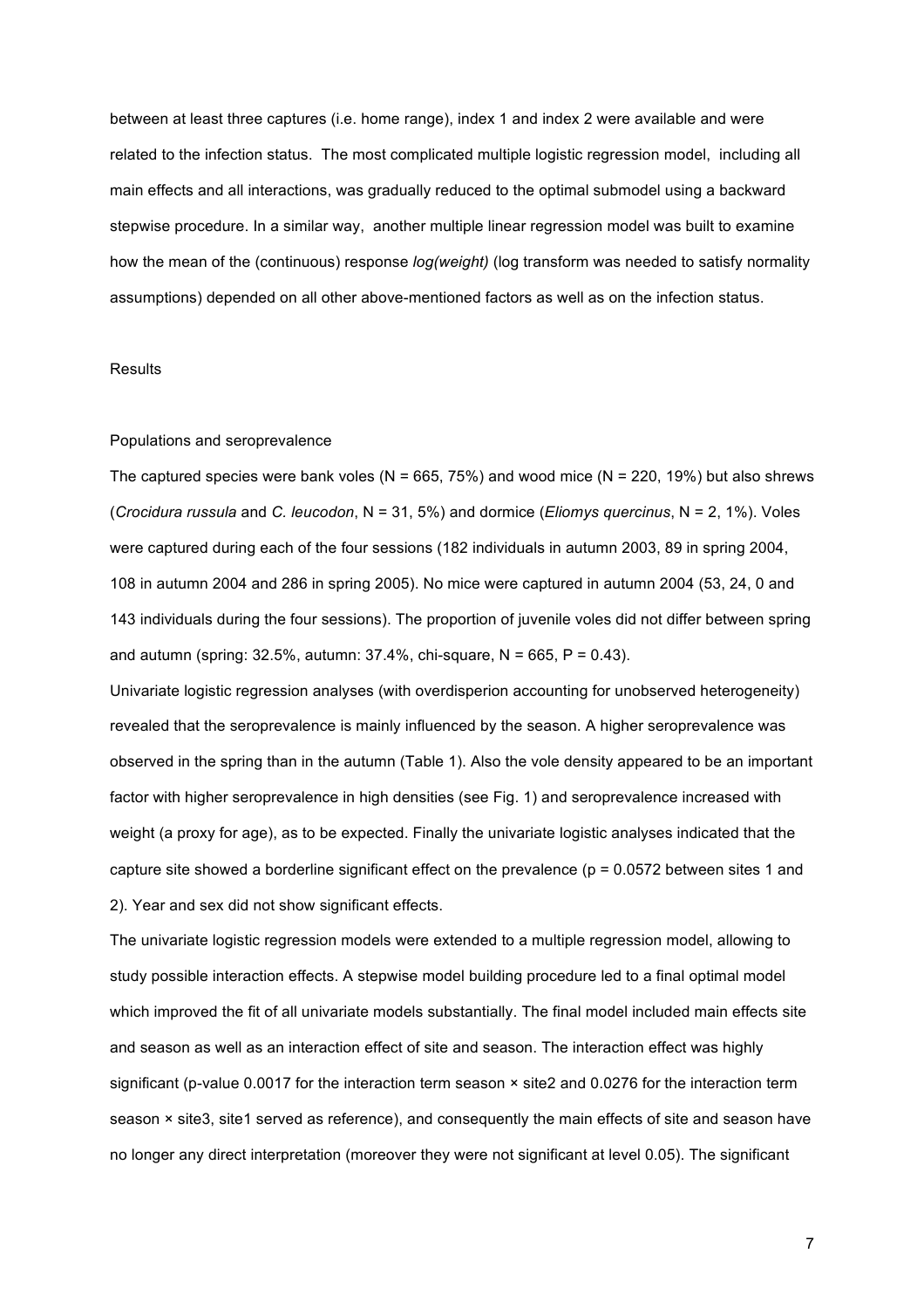between at least three captures (i.e. home range), index 1 and index 2 were available and were related to the infection status. The most complicated multiple logistic regression model, including all main effects and all interactions, was gradually reduced to the optimal submodel using a backward stepwise procedure. In a similar way, another multiple linear regression model was built to examine how the mean of the (continuous) response *log(weight)* (log transform was needed to satisfy normality assumptions) depended on all other above-mentioned factors as well as on the infection status.

## Results

### Populations and seroprevalence

The captured species were bank voles (N = 665, 75%) and wood mice (N = 220, 19%) but also shrews (*Crocidura russula* and *C. leucodon*, N = 31, 5%) and dormice (*Eliomys quercinus*, N = 2, 1%). Voles were captured during each of the four sessions (182 individuals in autumn 2003, 89 in spring 2004, 108 in autumn 2004 and 286 in spring 2005). No mice were captured in autumn 2004 (53, 24, 0 and 143 individuals during the four sessions). The proportion of juvenile voles did not differ between spring and autumn (spring: 32.5%, autumn: 37.4%, chi-square, N = 665, P = 0.43).

Univariate logistic regression analyses (with overdisperion accounting for unobserved heterogeneity) revealed that the seroprevalence is mainly influenced by the season. A higher seroprevalence was observed in the spring than in the autumn (Table 1). Also the vole density appeared to be an important factor with higher seroprevalence in high densities (see Fig. 1) and seroprevalence increased with weight (a proxy for age), as to be expected. Finally the univariate logistic analyses indicated that the capture site showed a borderline significant effect on the prevalence (p = 0.0572 between sites 1 and 2). Year and sex did not show significant effects.

The univariate logistic regression models were extended to a multiple regression model, allowing to study possible interaction effects. A stepwise model building procedure led to a final optimal model which improved the fit of all univariate models substantially. The final model included main effects site and season as well as an interaction effect of site and season. The interaction effect was highly significant (p-value 0.0017 for the interaction term season × site2 and 0.0276 for the interaction term season × site3, site1 served as reference), and consequently the main effects of site and season have no longer any direct interpretation (moreover they were not significant at level 0.05). The significant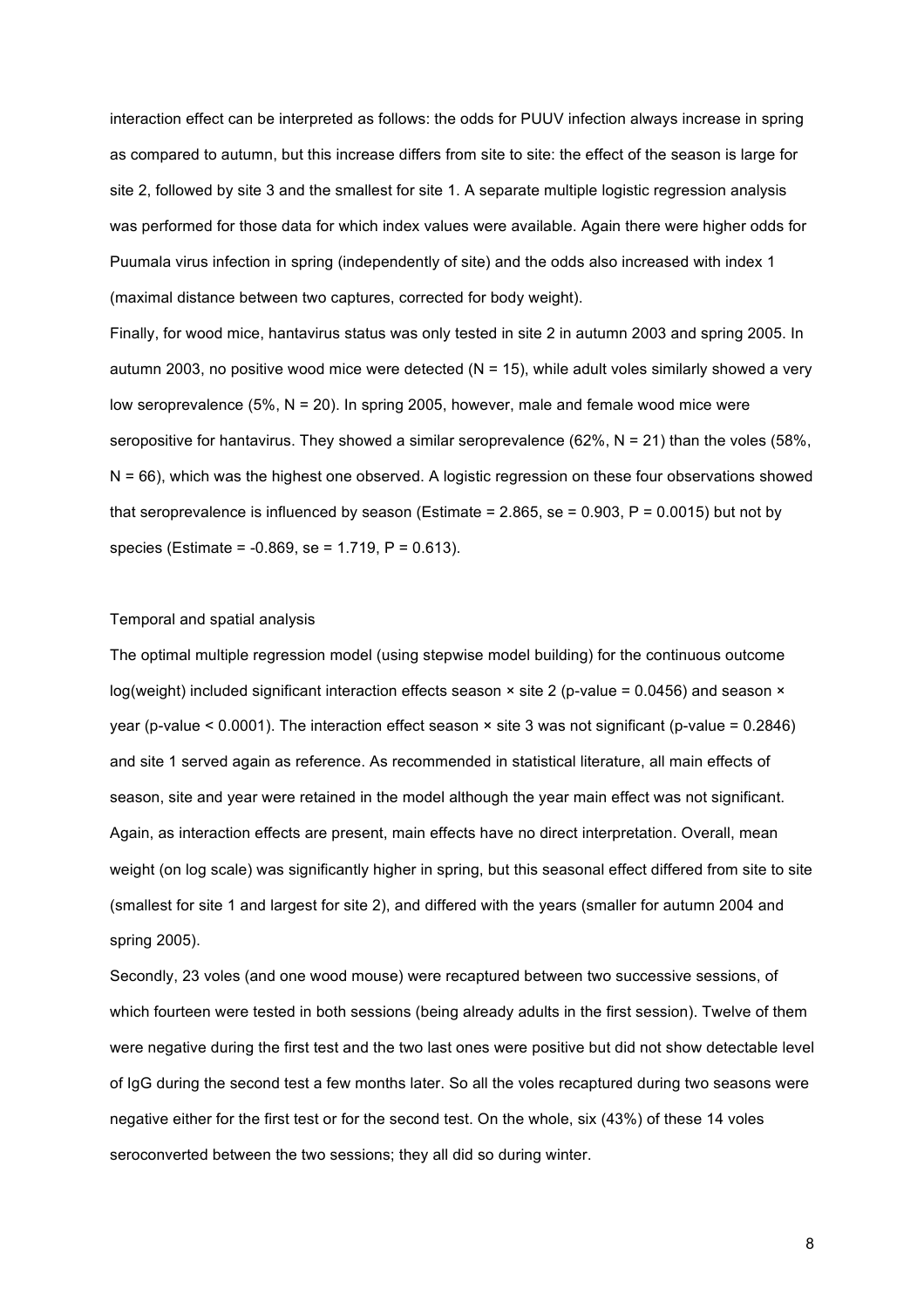interaction effect can be interpreted as follows: the odds for PUUV infection always increase in spring as compared to autumn, but this increase differs from site to site: the effect of the season is large for site 2, followed by site 3 and the smallest for site 1. A separate multiple logistic regression analysis was performed for those data for which index values were available. Again there were higher odds for Puumala virus infection in spring (independently of site) and the odds also increased with index 1 (maximal distance between two captures, corrected for body weight).

Finally, for wood mice, hantavirus status was only tested in site 2 in autumn 2003 and spring 2005. In autumn 2003, no positive wood mice were detected (N = 15), while adult voles similarly showed a very low seroprevalence (5%, N = 20). In spring 2005, however, male and female wood mice were seropositive for hantavirus. They showed a similar seroprevalence (62%, N = 21) than the voles (58%, N = 66), which was the highest one observed. A logistic regression on these four observations showed that seroprevalence is influenced by season (Estimate = 2.865, se = 0.903, P = 0.0015) but not by species (Estimate = -0.869, se = 1.719, P = 0.613).

Temporal and spatial analysis

The optimal multiple regression model (using stepwise model building) for the continuous outcome log(weight) included significant interaction effects season × site 2 (p-value = 0.0456) and season × year (p-value < 0.0001). The interaction effect season × site 3 was not significant (p-value = 0.2846) and site 1 served again as reference. As recommended in statistical literature, all main effects of season, site and year were retained in the model although the year main effect was not significant. Again, as interaction effects are present, main effects have no direct interpretation. Overall, mean weight (on log scale) was significantly higher in spring, but this seasonal effect differed from site to site (smallest for site 1 and largest for site 2), and differed with the years (smaller for autumn 2004 and spring 2005).

Secondly, 23 voles (and one wood mouse) were recaptured between two successive sessions, of which fourteen were tested in both sessions (being already adults in the first session). Twelve of them were negative during the first test and the two last ones were positive but did not show detectable level of IgG during the second test a few months later. So all the voles recaptured during two seasons were negative either for the first test or for the second test. On the whole, six (43%) of these 14 voles seroconverted between the two sessions; they all did so during winter.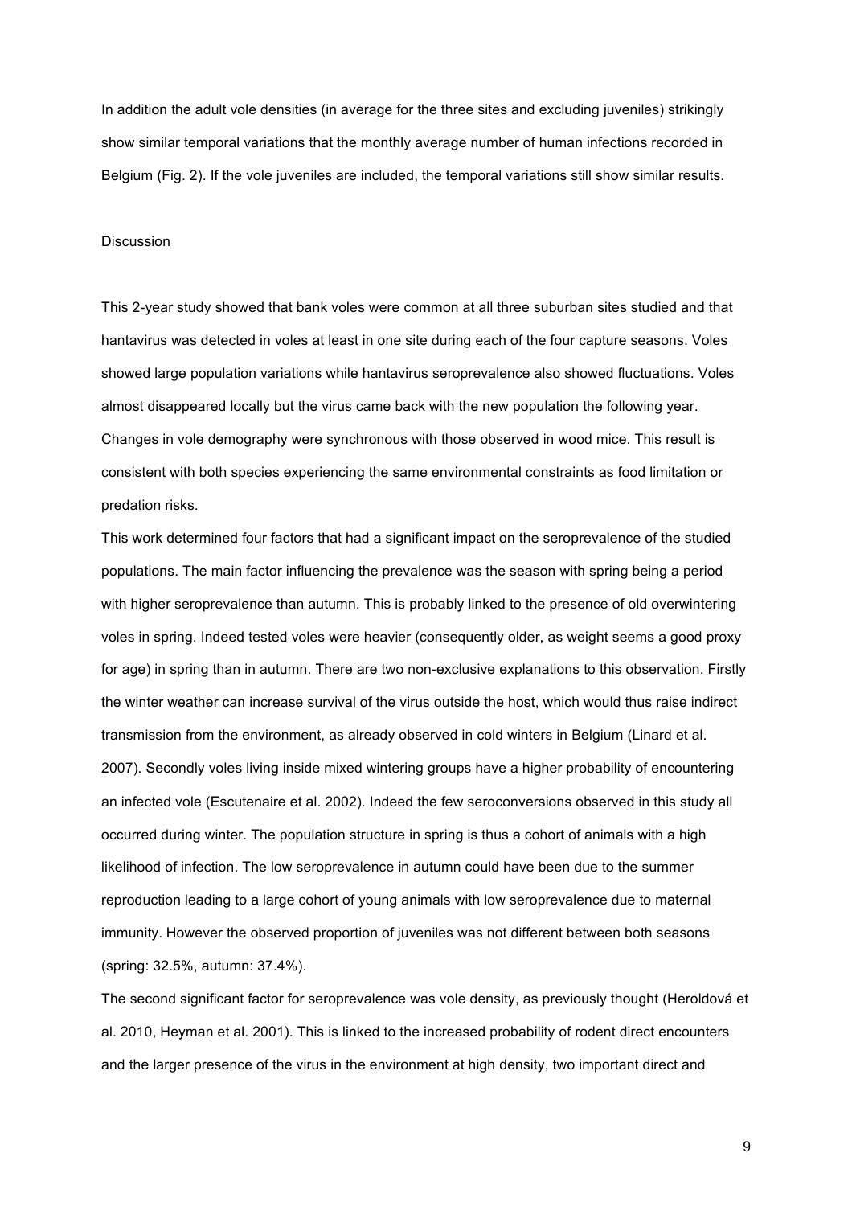In addition the adult vole densities (in average for the three sites and excluding juveniles) strikingly show similar temporal variations that the monthly average number of human infections recorded in Belgium (Fig. 2). If the vole juveniles are included, the temporal variations still show similar results.

## Discussion

This 2-year study showed that bank voles were common at all three suburban sites studied and that hantavirus was detected in voles at least in one site during each of the four capture seasons. Voles showed large population variations while hantavirus seroprevalence also showed fluctuations. Voles almost disappeared locally but the virus came back with the new population the following year. Changes in vole demography were synchronous with those observed in wood mice. This result is consistent with both species experiencing the same environmental constraints as food limitation or predation risks.

This work determined four factors that had a significant impact on the seroprevalence of the studied populations. The main factor influencing the prevalence was the season with spring being a period with higher seroprevalence than autumn. This is probably linked to the presence of old overwintering voles in spring. Indeed tested voles were heavier (consequently older, as weight seems a good proxy for age) in spring than in autumn. There are two non-exclusive explanations to this observation. Firstly the winter weather can increase survival of the virus outside the host, which would thus raise indirect transmission from the environment, as already observed in cold winters in Belgium (Linard et al. 2007). Secondly voles living inside mixed wintering groups have a higher probability of encountering an infected vole (Escutenaire et al. 2002). Indeed the few seroconversions observed in this study all occurred during winter. The population structure in spring is thus a cohort of animals with a high likelihood of infection. The low seroprevalence in autumn could have been due to the summer reproduction leading to a large cohort of young animals with low seroprevalence due to maternal immunity. However the observed proportion of juveniles was not different between both seasons (spring: 32.5%, autumn: 37.4%).

The second significant factor for seroprevalence was vole density, as previously thought (Heroldová et al. 2010, Heyman et al. 2001). This is linked to the increased probability of rodent direct encounters and the larger presence of the virus in the environment at high density, two important direct and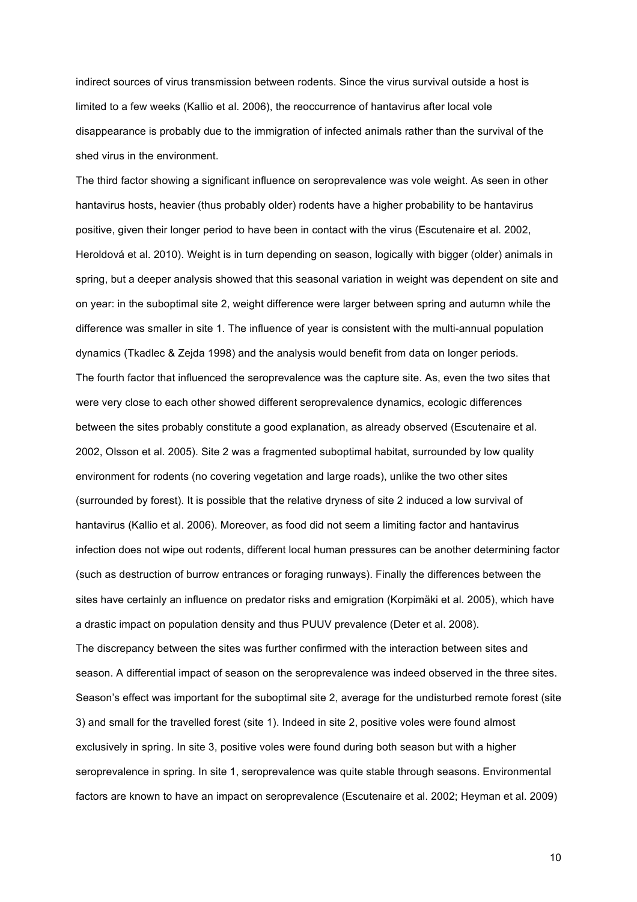indirect sources of virus transmission between rodents. Since the virus survival outside a host is limited to a few weeks (Kallio et al. 2006), the reoccurrence of hantavirus after local vole disappearance is probably due to the immigration of infected animals rather than the survival of the shed virus in the environment.

The third factor showing a significant influence on seroprevalence was vole weight. As seen in other hantavirus hosts, heavier (thus probably older) rodents have a higher probability to be hantavirus positive, given their longer period to have been in contact with the virus (Escutenaire et al. 2002, Heroldová et al. 2010). Weight is in turn depending on season, logically with bigger (older) animals in spring, but a deeper analysis showed that this seasonal variation in weight was dependent on site and on year: in the suboptimal site 2, weight difference were larger between spring and autumn while the difference was smaller in site 1. The influence of year is consistent with the multi-annual population dynamics (Tkadlec & Zejda 1998) and the analysis would benefit from data on longer periods.

The fourth factor that influenced the seroprevalence was the capture site. As, even the two sites that were very close to each other showed different seroprevalence dynamics, ecologic differences between the sites probably constitute a good explanation, as already observed (Escutenaire et al. 2002, Olsson et al. 2005). Site 2 was a fragmented suboptimal habitat, surrounded by low quality environment for rodents (no covering vegetation and large roads), unlike the two other sites (surrounded by forest). It is possible that the relative dryness of site 2 induced a low survival of hantavirus (Kallio et al. 2006). Moreover, as food did not seem a limiting factor and hantavirus infection does not wipe out rodents, different local human pressures can be another determining factor (such as destruction of burrow entrances or foraging runways). Finally the differences between the sites have certainly an influence on predator risks and emigration (Korpimäki et al. 2005), which have a drastic impact on population density and thus PUUV prevalence (Deter et al. 2008).

The discrepancy between the sites was further confirmed with the interaction between sites and season. A differential impact of season on the seroprevalence was indeed observed in the three sites. Season's effect was important for the suboptimal site 2, average for the undisturbed remote forest (site 3) and small for the travelled forest (site 1). Indeed in site 2, positive voles were found almost exclusively in spring. In site 3, positive voles were found during both season but with a higher seroprevalence in spring. In site 1, seroprevalence was quite stable through seasons. Environmental factors are known to have an impact on seroprevalence (Escutenaire et al. 2002; Heyman et al. 2009)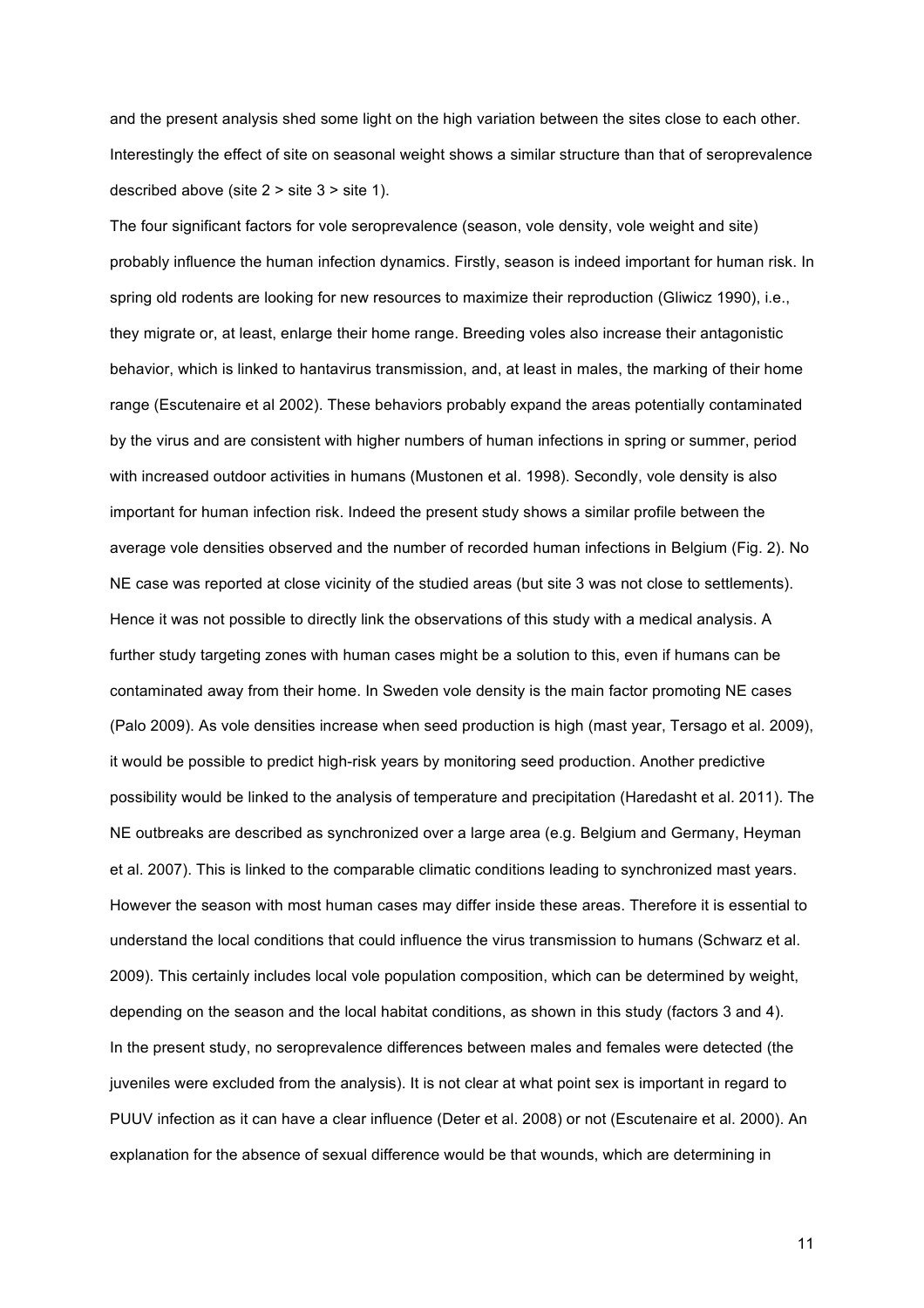and the present analysis shed some light on the high variation between the sites close to each other. Interestingly the effect of site on seasonal weight shows a similar structure than that of seroprevalence described above (site 2 > site 3 > site 1).

The four significant factors for vole seroprevalence (season, vole density, vole weight and site) probably influence the human infection dynamics. Firstly, season is indeed important for human risk. In spring old rodents are looking for new resources to maximize their reproduction (Gliwicz 1990), i.e., they migrate or, at least, enlarge their home range. Breeding voles also increase their antagonistic behavior, which is linked to hantavirus transmission, and, at least in males, the marking of their home range (Escutenaire et al 2002). These behaviors probably expand the areas potentially contaminated by the virus and are consistent with higher numbers of human infections in spring or summer, period with increased outdoor activities in humans (Mustonen et al. 1998). Secondly, vole density is also important for human infection risk. Indeed the present study shows a similar profile between the average vole densities observed and the number of recorded human infections in Belgium (Fig. 2). No NE case was reported at close vicinity of the studied areas (but site 3 was not close to settlements). Hence it was not possible to directly link the observations of this study with a medical analysis. A further study targeting zones with human cases might be a solution to this, even if humans can be contaminated away from their home. In Sweden vole density is the main factor promoting NE cases (Palo 2009). As vole densities increase when seed production is high (mast year, Tersago et al. 2009), it would be possible to predict high-risk years by monitoring seed production. Another predictive possibility would be linked to the analysis of temperature and precipitation (Haredasht et al. 2011). The NE outbreaks are described as synchronized over a large area (e.g. Belgium and Germany, Heyman et al. 2007). This is linked to the comparable climatic conditions leading to synchronized mast years. However the season with most human cases may differ inside these areas. Therefore it is essential to understand the local conditions that could influence the virus transmission to humans (Schwarz et al. 2009). This certainly includes local vole population composition, which can be determined by weight, depending on the season and the local habitat conditions, as shown in this study (factors 3 and 4).

In the present study, no seroprevalence differences between males and females were detected (the juveniles were excluded from the analysis). It is not clear at what point sex is important in regard to PUUV infection as it can have a clear influence (Deter et al. 2008) or not (Escutenaire et al. 2000). An explanation for the absence of sexual difference would be that wounds, which are determining in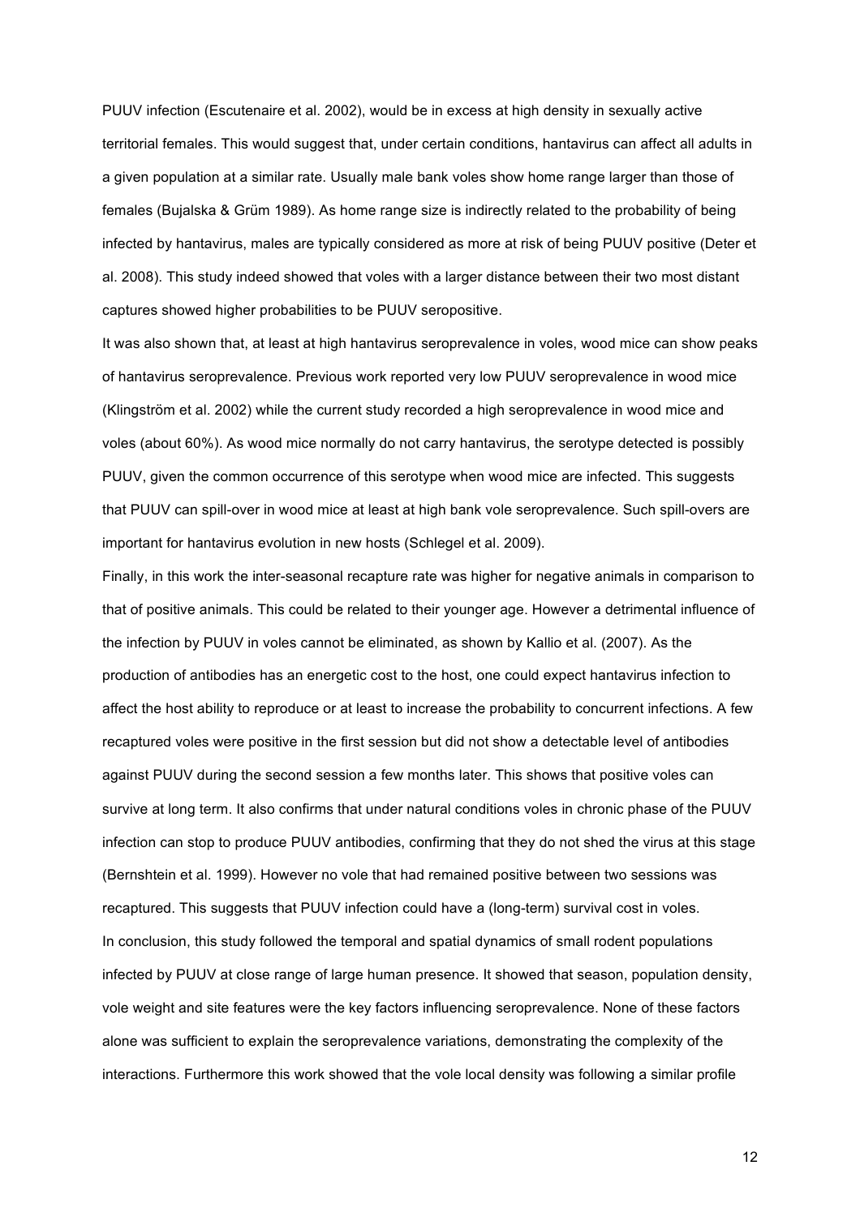PUUV infection (Escutenaire et al. 2002), would be in excess at high density in sexually active territorial females. This would suggest that, under certain conditions, hantavirus can affect all adults in a given population at a similar rate. Usually male bank voles show home range larger than those of females (Bujalska & Grüm 1989). As home range size is indirectly related to the probability of being infected by hantavirus, males are typically considered as more at risk of being PUUV positive (Deter et al. 2008). This study indeed showed that voles with a larger distance between their two most distant captures showed higher probabilities to be PUUV seropositive.

It was also shown that, at least at high hantavirus seroprevalence in voles, wood mice can show peaks of hantavirus seroprevalence. Previous work reported very low PUUV seroprevalence in wood mice (Klingström et al. 2002) while the current study recorded a high seroprevalence in wood mice and voles (about 60%). As wood mice normally do not carry hantavirus, the serotype detected is possibly PUUV, given the common occurrence of this serotype when wood mice are infected. This suggests that PUUV can spill-over in wood mice at least at high bank vole seroprevalence. Such spill-overs are important for hantavirus evolution in new hosts (Schlegel et al. 2009).

Finally, in this work the inter-seasonal recapture rate was higher for negative animals in comparison to that of positive animals. This could be related to their younger age. However a detrimental influence of the infection by PUUV in voles cannot be eliminated, as shown by Kallio et al. (2007). As the production of antibodies has an energetic cost to the host, one could expect hantavirus infection to affect the host ability to reproduce or at least to increase the probability to concurrent infections. A few recaptured voles were positive in the first session but did not show a detectable level of antibodies against PUUV during the second session a few months later. This shows that positive voles can survive at long term. It also confirms that under natural conditions voles in chronic phase of the PUUV infection can stop to produce PUUV antibodies, confirming that they do not shed the virus at this stage (Bernshtein et al. 1999). However no vole that had remained positive between two sessions was recaptured. This suggests that PUUV infection could have a (long-term) survival cost in voles.

In conclusion, this study followed the temporal and spatial dynamics of small rodent populations infected by PUUV at close range of large human presence. It showed that season, population density, vole weight and site features were the key factors influencing seroprevalence. None of these factors alone was sufficient to explain the seroprevalence variations, demonstrating the complexity of the interactions. Furthermore this work showed that the vole local density was following a similar profile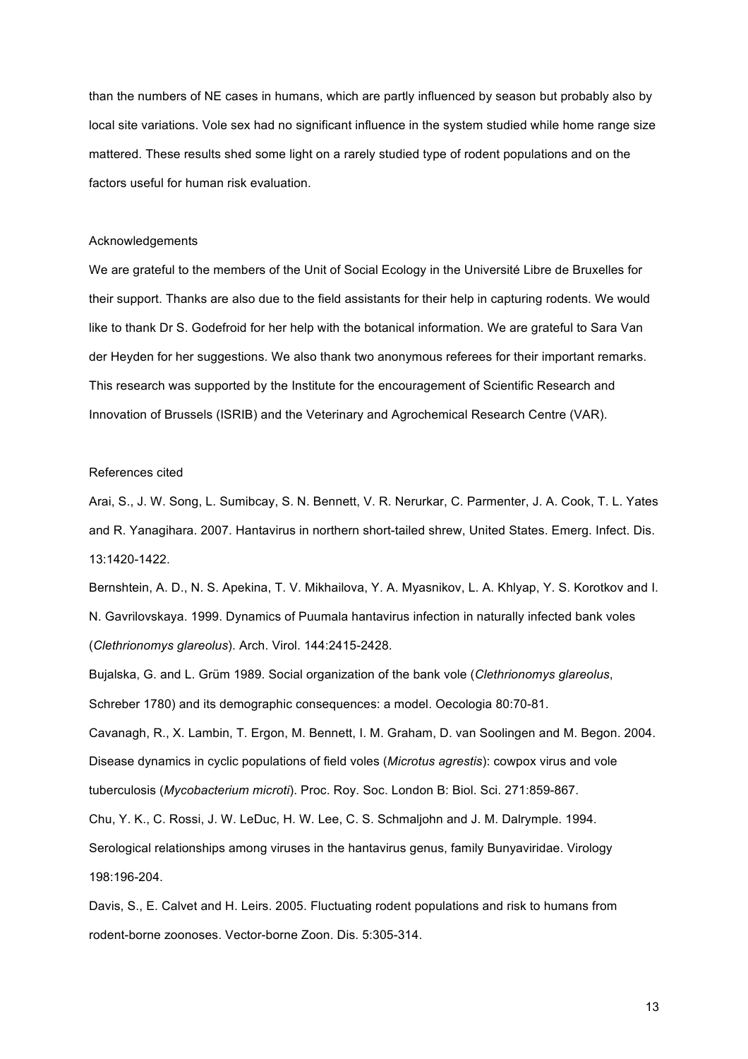than the numbers of NE cases in humans, which are partly influenced by season but probably also by local site variations. Vole sex had no significant influence in the system studied while home range size mattered. These results shed some light on a rarely studied type of rodent populations and on the factors useful for human risk evaluation.

## Acknowledgements

We are grateful to the members of the Unit of Social Ecology in the Université Libre de Bruxelles for their support. Thanks are also due to the field assistants for their help in capturing rodents. We would like to thank Dr S. Godefroid for her help with the botanical information. We are grateful to Sara Van der Heyden for her suggestions. We also thank two anonymous referees for their important remarks. This research was supported by the Institute for the encouragement of Scientific Research and Innovation of Brussels (ISRIB) and the Veterinary and Agrochemical Research Centre (VAR).

## References cited

Arai, S., J. W. Song, L. Sumibcay, S. N. Bennett, V. R. Nerurkar, C. Parmenter, J. A. Cook, T. L. Yates and R. Yanagihara. 2007. Hantavirus in northern short-tailed shrew, United States. Emerg. Infect. Dis. 13:1420-1422.

Bernshtein, A. D., N. S. Apekina, T. V. Mikhailova, Y. A. Myasnikov, L. A. Khlyap, Y. S. Korotkov and I. N. Gavrilovskaya. 1999. Dynamics of Puumala hantavirus infection in naturally infected bank voles (*Clethrionomys glareolus*). Arch. Virol. 144:2415-2428.

Bujalska, G. and L. Grüm 1989. Social organization of the bank vole (*Clethrionomys glareolus*, Schreber 1780) and its demographic consequences: a model. Oecologia 80:70-81.

Cavanagh, R., X. Lambin, T. Ergon, M. Bennett, I. M. Graham, D. van Soolingen and M. Begon. 2004. Disease dynamics in cyclic populations of field voles (*Microtus agrestis*): cowpox virus and vole tuberculosis (*Mycobacterium microti*). Proc. Roy. Soc. London B: Biol. Sci. 271:859-867.

Chu, Y. K., C. Rossi, J. W. LeDuc, H. W. Lee, C. S. Schmaljohn and J. M. Dalrymple. 1994. Serological relationships among viruses in the hantavirus genus, family Bunyaviridae. Virology 198:196-204.

Davis, S., E. Calvet and H. Leirs. 2005. Fluctuating rodent populations and risk to humans from rodent-borne zoonoses. Vector-borne Zoon. Dis. 5:305-314.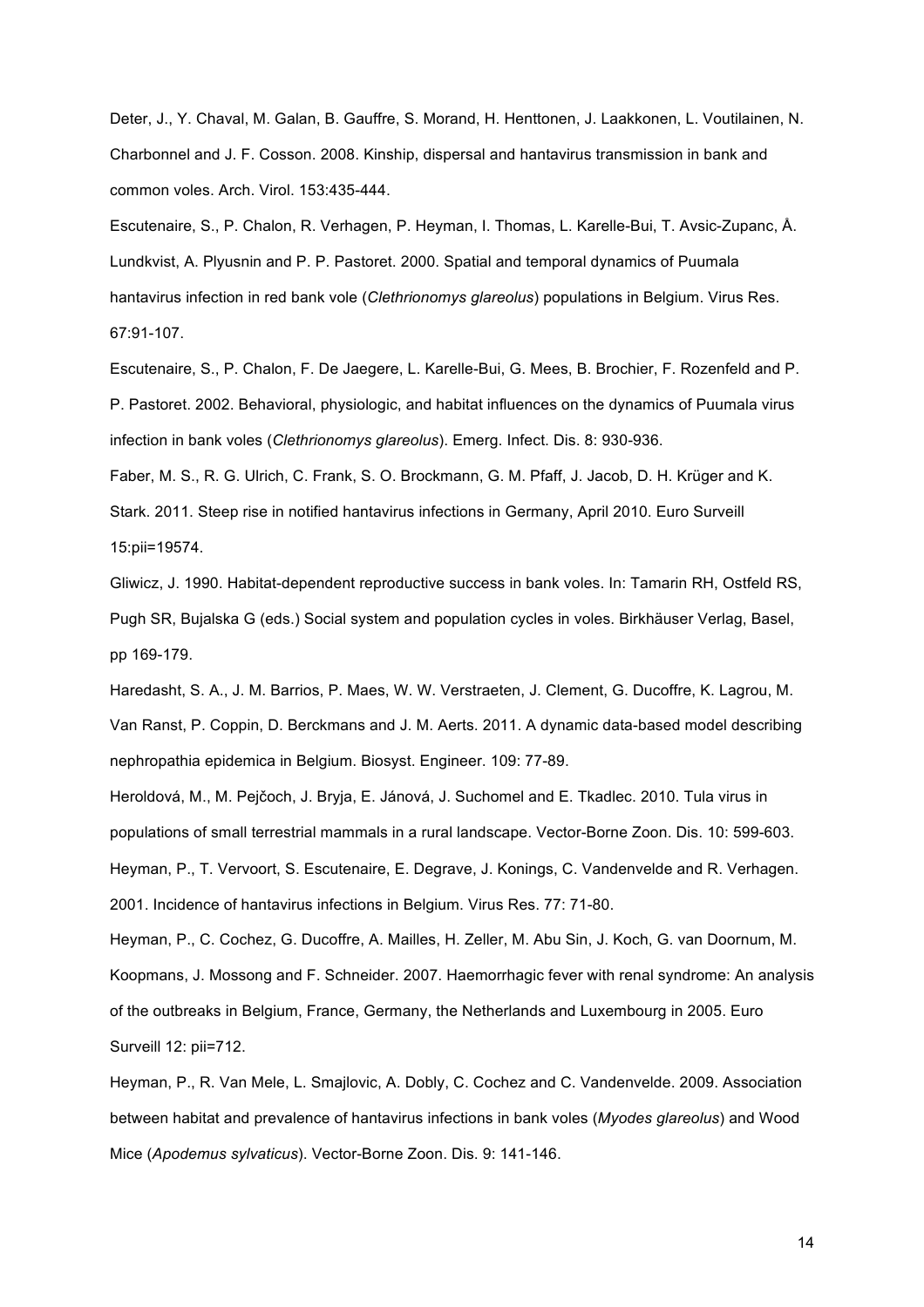Deter, J., Y. Chaval, M. Galan, B. Gauffre, S. Morand, H. Henttonen, J. Laakkonen, L. Voutilainen, N. Charbonnel and J. F. Cosson. 2008. Kinship, dispersal and hantavirus transmission in bank and common voles. Arch. Virol. 153:435-444.

Escutenaire, S., P. Chalon, R. Verhagen, P. Heyman, I. Thomas, L. Karelle-Bui, T. Avsic-Zupanc, Å. Lundkvist, A. Plyusnin and P. P. Pastoret. 2000. Spatial and temporal dynamics of Puumala hantavirus infection in red bank vole (*Clethrionomys glareolus*) populations in Belgium. Virus Res. 67:91-107.

Escutenaire, S., P. Chalon, F. De Jaegere, L. Karelle-Bui, G. Mees, B. Brochier, F. Rozenfeld and P. P. Pastoret. 2002. Behavioral, physiologic, and habitat influences on the dynamics of Puumala virus infection in bank voles (*Clethrionomys glareolus*). Emerg. Infect. Dis. 8: 930-936.

Faber, M. S., R. G. Ulrich, C. Frank, S. O. Brockmann, G. M. Pfaff, J. Jacob, D. H. Krüger and K. Stark. 2011. Steep rise in notified hantavirus infections in Germany, April 2010. Euro Surveill 15:pii=19574.

Gliwicz, J. 1990. Habitat-dependent reproductive success in bank voles. In: Tamarin RH, Ostfeld RS, Pugh SR, Bujalska G (eds.) Social system and population cycles in voles. Birkhäuser Verlag, Basel, pp 169-179.

Haredasht, S. A., J. M. Barrios, P. Maes, W. W. Verstraeten, J. Clement, G. Ducoffre, K. Lagrou, M. Van Ranst, P. Coppin, D. Berckmans and J. M. Aerts. 2011. A dynamic data-based model describing nephropathia epidemica in Belgium. Biosyst. Engineer. 109: 77-89.

Heroldová, M., M. Pejčoch, J. Bryja, E. Jánová, J. Suchomel and E. Tkadlec. 2010. Tula virus in populations of small terrestrial mammals in a rural landscape. Vector-Borne Zoon. Dis. 10: 599-603.

Heyman, P., T. Vervoort, S. Escutenaire, E. Degrave, J. Konings, C. Vandenvelde and R. Verhagen. 2001. Incidence of hantavirus infections in Belgium. Virus Res. 77: 71-80.

Heyman, P., C. Cochez, G. Ducoffre, A. Mailles, H. Zeller, M. Abu Sin, J. Koch, G. van Doornum, M. Koopmans, J. Mossong and F. Schneider. 2007. Haemorrhagic fever with renal syndrome: An analysis of the outbreaks in Belgium, France, Germany, the Netherlands and Luxembourg in 2005. Euro Surveill 12: pii=712.

Heyman, P., R. Van Mele, L. Smajlovic, A. Dobly, C. Cochez and C. Vandenvelde. 2009. Association between habitat and prevalence of hantavirus infections in bank voles (*Myodes glareolus*) and Wood Mice (*Apodemus sylvaticus*). Vector-Borne Zoon. Dis. 9: 141-146.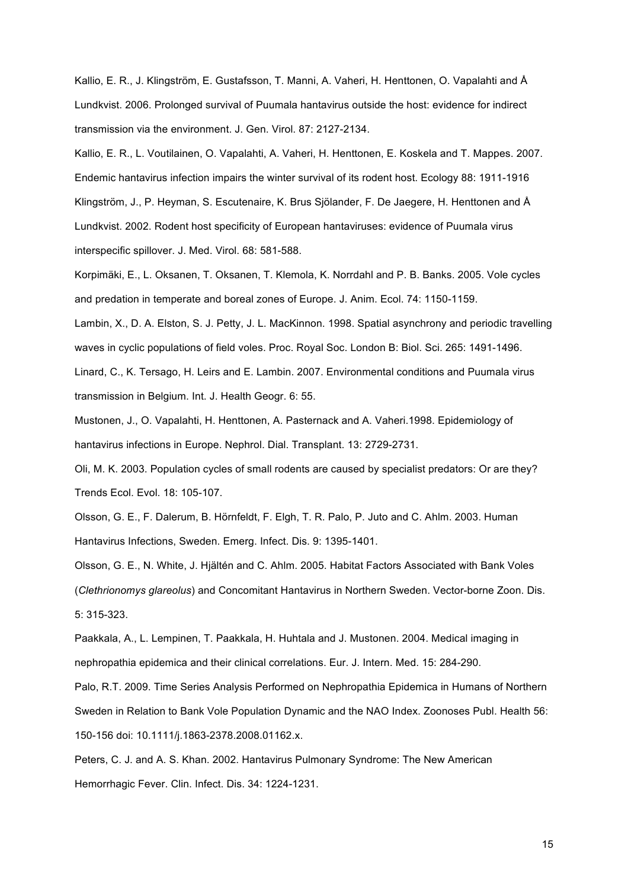Kallio, E. R., J. Klingström, E. Gustafsson, T. Manni, A. Vaheri, H. Henttonen, O. Vapalahti and Å Lundkvist. 2006. Prolonged survival of Puumala hantavirus outside the host: evidence for indirect transmission via the environment. J. Gen. Virol. 87: 2127-2134.

Kallio, E. R., L. Voutilainen, O. Vapalahti, A. Vaheri, H. Henttonen, E. Koskela and T. Mappes. 2007. Endemic hantavirus infection impairs the winter survival of its rodent host. Ecology 88: 1911-1916

Klingström, J., P. Heyman, S. Escutenaire, K. Brus Sjölander, F. De Jaegere, H. Henttonen and Å Lundkvist. 2002. Rodent host specificity of European hantaviruses: evidence of Puumala virus interspecific spillover. J. Med. Virol. 68: 581-588.

Korpimäki, E., L. Oksanen, T. Oksanen, T. Klemola, K. Norrdahl and P. B. Banks. 2005. Vole cycles and predation in temperate and boreal zones of Europe. J. Anim. Ecol. 74: 1150-1159.

Lambin, X., D. A. Elston, S. J. Petty, J. L. MacKinnon. 1998. Spatial asynchrony and periodic travelling waves in cyclic populations of field voles. Proc. Royal Soc. London B: Biol. Sci. 265: 1491-1496.

Linard, C., K. Tersago, H. Leirs and E. Lambin. 2007. Environmental conditions and Puumala virus transmission in Belgium. Int. J. Health Geogr. 6: 55.

Mustonen, J., O. Vapalahti, H. Henttonen, A. Pasternack and A. Vaheri.1998. Epidemiology of hantavirus infections in Europe. Nephrol. Dial. Transplant. 13: 2729-2731.

Oli, M. K. 2003. Population cycles of small rodents are caused by specialist predators: Or are they? Trends Ecol. Evol. 18: 105-107.

Olsson, G. E., F. Dalerum, B. Hörnfeldt, F. Elgh, T. R. Palo, P. Juto and C. Ahlm. 2003. Human Hantavirus Infections, Sweden. Emerg. Infect. Dis. 9: 1395-1401.

Olsson, G. E., N. White, J. Hjältén and C. Ahlm. 2005. Habitat Factors Associated with Bank Voles (*Clethrionomys glareolus*) and Concomitant Hantavirus in Northern Sweden. Vector-borne Zoon. Dis. 5: 315-323.

Paakkala, A., L. Lempinen, T. Paakkala, H. Huhtala and J. Mustonen. 2004. Medical imaging in nephropathia epidemica and their clinical correlations. Eur. J. Intern. Med. 15: 284-290.

Palo, R.T. 2009. Time Series Analysis Performed on Nephropathia Epidemica in Humans of Northern Sweden in Relation to Bank Vole Population Dynamic and the NAO Index. Zoonoses Publ. Health 56: 150-156 doi: 10.1111/j.1863-2378.2008.01162.x.

Peters, C. J. and A. S. Khan. 2002. Hantavirus Pulmonary Syndrome: The New American Hemorrhagic Fever. Clin. Infect. Dis. 34: 1224-1231.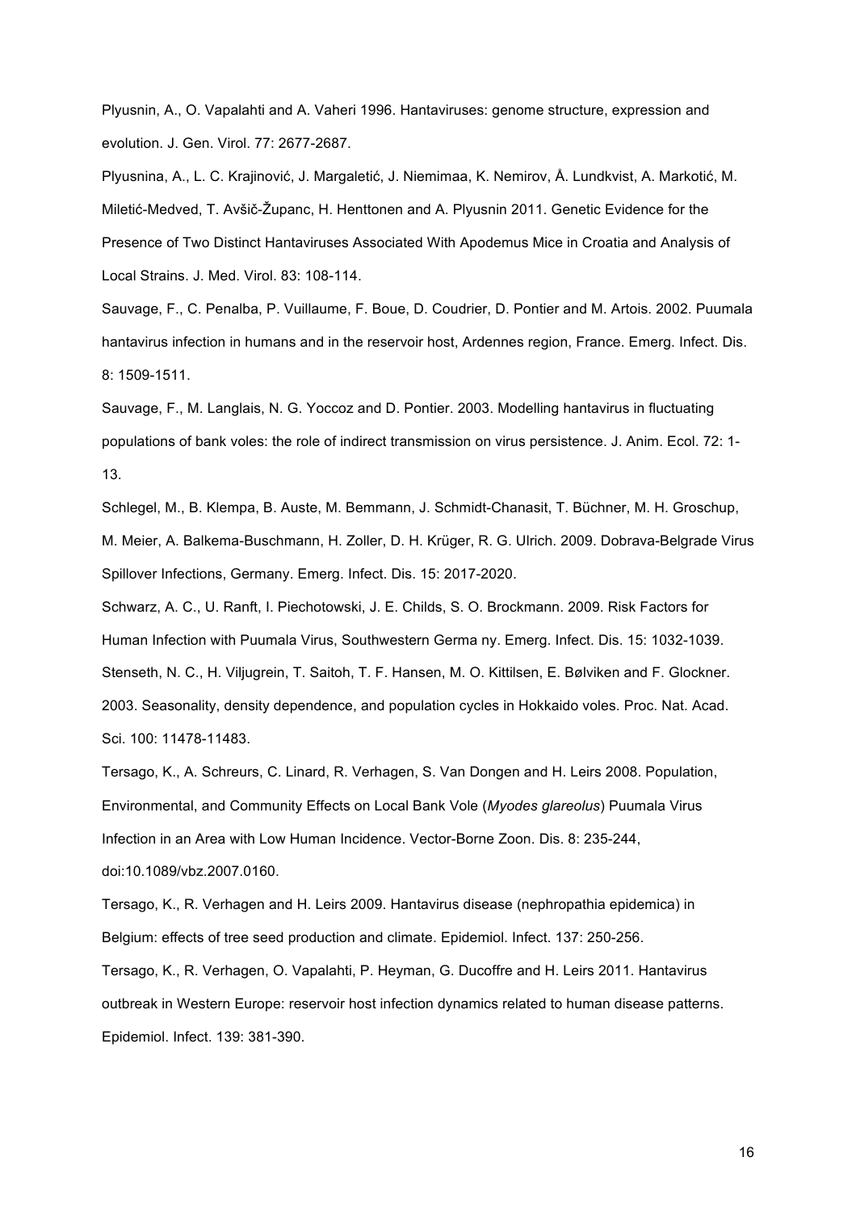Plyusnin, A., O. Vapalahti and A. Vaheri 1996. Hantaviruses: genome structure, expression and evolution. J. Gen. Virol. 77: 2677-2687.

Plyusnina, A., L. C. Krajinović, J. Margaletić, J. Niemimaa, K. Nemirov, Å. Lundkvist, A. Markotić, M. Miletić-Medved, T. Avšič-Županc, H. Henttonen and A. Plyusnin 2011. Genetic Evidence for the Presence of Two Distinct Hantaviruses Associated With Apodemus Mice in Croatia and Analysis of Local Strains. J. Med. Virol. 83: 108-114.

Sauvage, F., C. Penalba, P. Vuillaume, F. Boue, D. Coudrier, D. Pontier and M. Artois. 2002. Puumala hantavirus infection in humans and in the reservoir host, Ardennes region, France. Emerg. Infect. Dis. 8: 1509-1511.

Sauvage, F., M. Langlais, N. G. Yoccoz and D. Pontier. 2003. Modelling hantavirus in fluctuating populations of bank voles: the role of indirect transmission on virus persistence. J. Anim. Ecol. 72: 1-13.

Schlegel, M., B. Klempa, B. Auste, M. Bemmann, J. Schmidt-Chanasit, T. Büchner, M. H. Groschup, M. Meier, A. Balkema-Buschmann, H. Zoller, D. H. Krüger, R. G. Ulrich. 2009. Dobrava-Belgrade Virus Spillover Infections, Germany. Emerg. Infect. Dis. 15: 2017-2020.

Schwarz, A. C., U. Ranft, I. Piechotowski, J. E. Childs, S. O. Brockmann. 2009. Risk Factors for Human Infection with Puumala Virus, Southwestern Germa ny. Emerg. Infect. Dis. 15: 1032-1039.

Stenseth, N. C., H. Viljugrein, T. Saitoh, T. F. Hansen, M. O. Kittilsen, E. Bølviken and F. Glockner. 2003. Seasonality, density dependence, and population cycles in Hokkaido voles. Proc. Nat. Acad. Sci. 100: 11478-11483.

Tersago, K., A. Schreurs, C. Linard, R. Verhagen, S. Van Dongen and H. Leirs 2008. Population, Environmental, and Community Effects on Local Bank Vole (*Myodes glareolus*) Puumala Virus Infection in an Area with Low Human Incidence. Vector-Borne Zoon. Dis. 8: 235-244, doi:10.1089/vbz.2007.0160.

Tersago, K., R. Verhagen and H. Leirs 2009. Hantavirus disease (nephropathia epidemica) in Belgium: effects of tree seed production and climate. Epidemiol. Infect. 137: 250-256.

Tersago, K., R. Verhagen, O. Vapalahti, P. Heyman, G. Ducoffre and H. Leirs 2011. Hantavirus outbreak in Western Europe: reservoir host infection dynamics related to human disease patterns. Epidemiol. Infect. 139: 381-390.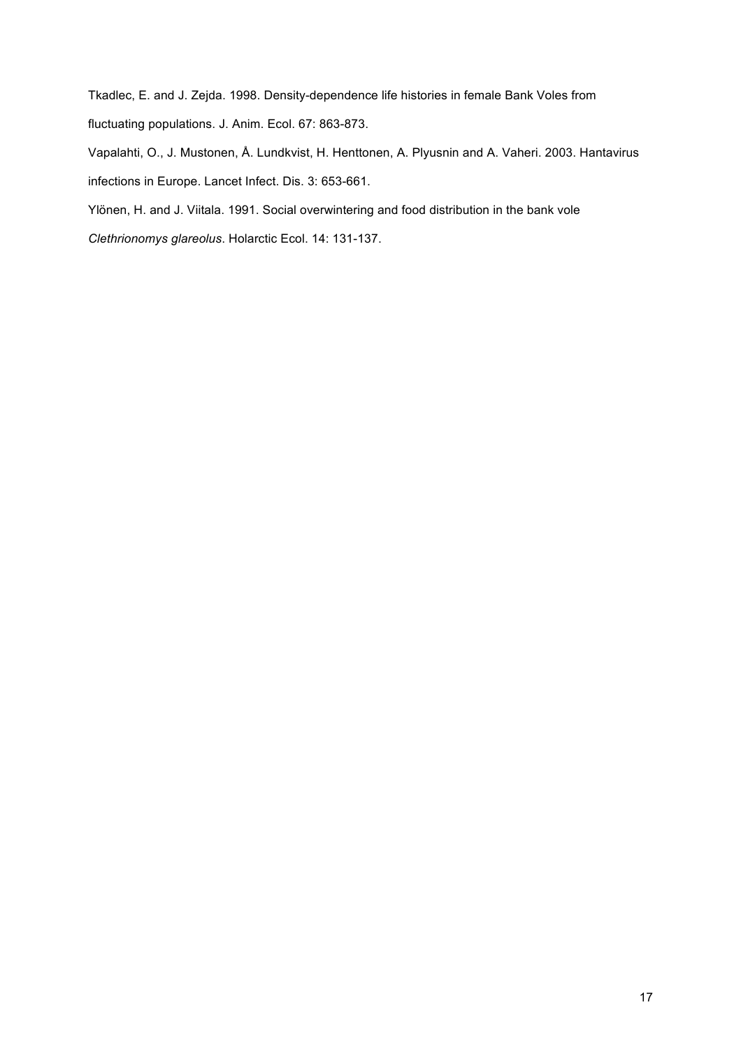Tkadlec, E. and J. Zejda. 1998. Density-dependence life histories in female Bank Voles from fluctuating populations. J. Anim. Ecol. 67: 863-873.

Vapalahti, O., J. Mustonen, Å. Lundkvist, H. Henttonen, A. Plyusnin and A. Vaheri. 2003. Hantavirus infections in Europe. Lancet Infect. Dis. 3: 653-661.

Ylönen, H. and J. Viitala. 1991. Social overwintering and food distribution in the bank vole *Clethrionomys glareolus*. Holarctic Ecol. 14: 131-137.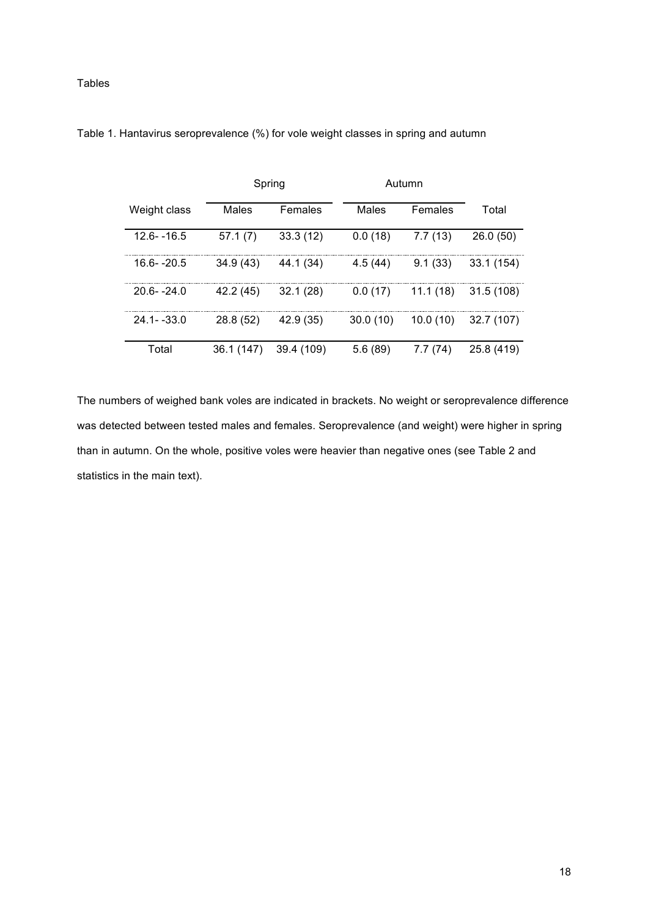Tables

Table 1. Hantavirus seroprevalence (%) for vole weight classes in spring and autumn

| | Spring | | Autumn | | |
|---|---|---|---|---|---|
| Weight class | Males | Females | Males | Females | Total |
| 12.6- -16.5 | 57.1 (7) | 33.3 (12) | 0.0 (18) | 7.7 (13) | 26.0 (50) |
| 16.6- -20.5 | 34.9 (43) | 44.1 (34) | 4.5 (44) | 9.1 (33) | 33.1 (154) |
| 20.6- -24.0 | 42.2 (45) | 32.1 (28) | 0.0 (17) | 11.1 (18) | 31.5 (108) |
| 24.1- -33.0 | 28.8 (52) | 42.9 (35) | 30.0 (10) | 10.0 (10) | 32.7 (107) |
| Total | 36.1 (147) | 39.4 (109) | 5.6 (89) | 7.7 (74) | 25.8 (419) |

The numbers of weighed bank voles are indicated in brackets. No weight or seroprevalence difference was detected between tested males and females. Seroprevalence (and weight) were higher in spring than in autumn. On the whole, positive voles were heavier than negative ones (see Table 2 and statistics in the main text).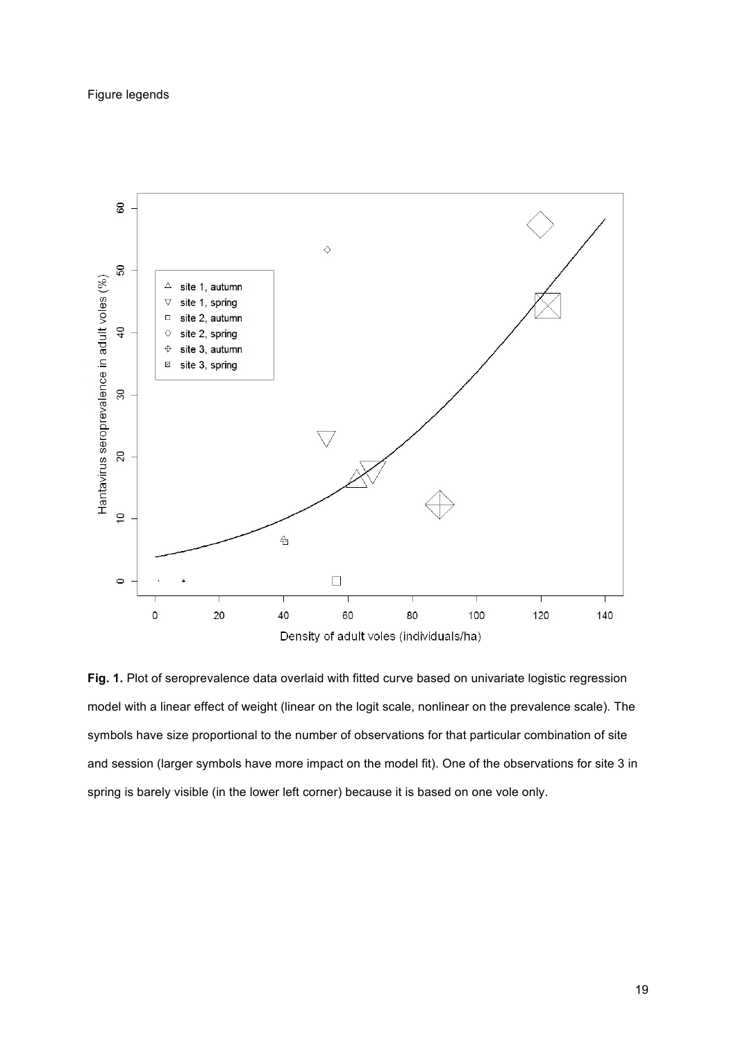Figure legends

**Fig. 1.** Plot of seroprevalence data overlaid with fitted curve based on univariate logistic regression model with a linear effect of weight (linear on the logit scale, nonlinear on the prevalence scale). The symbols have size proportional to the number of observations for that particular combination of site and session (larger symbols have more impact on the model fit). One of the observations for site 3 in spring is barely visible (in the lower left corner) because it is based on one vole only.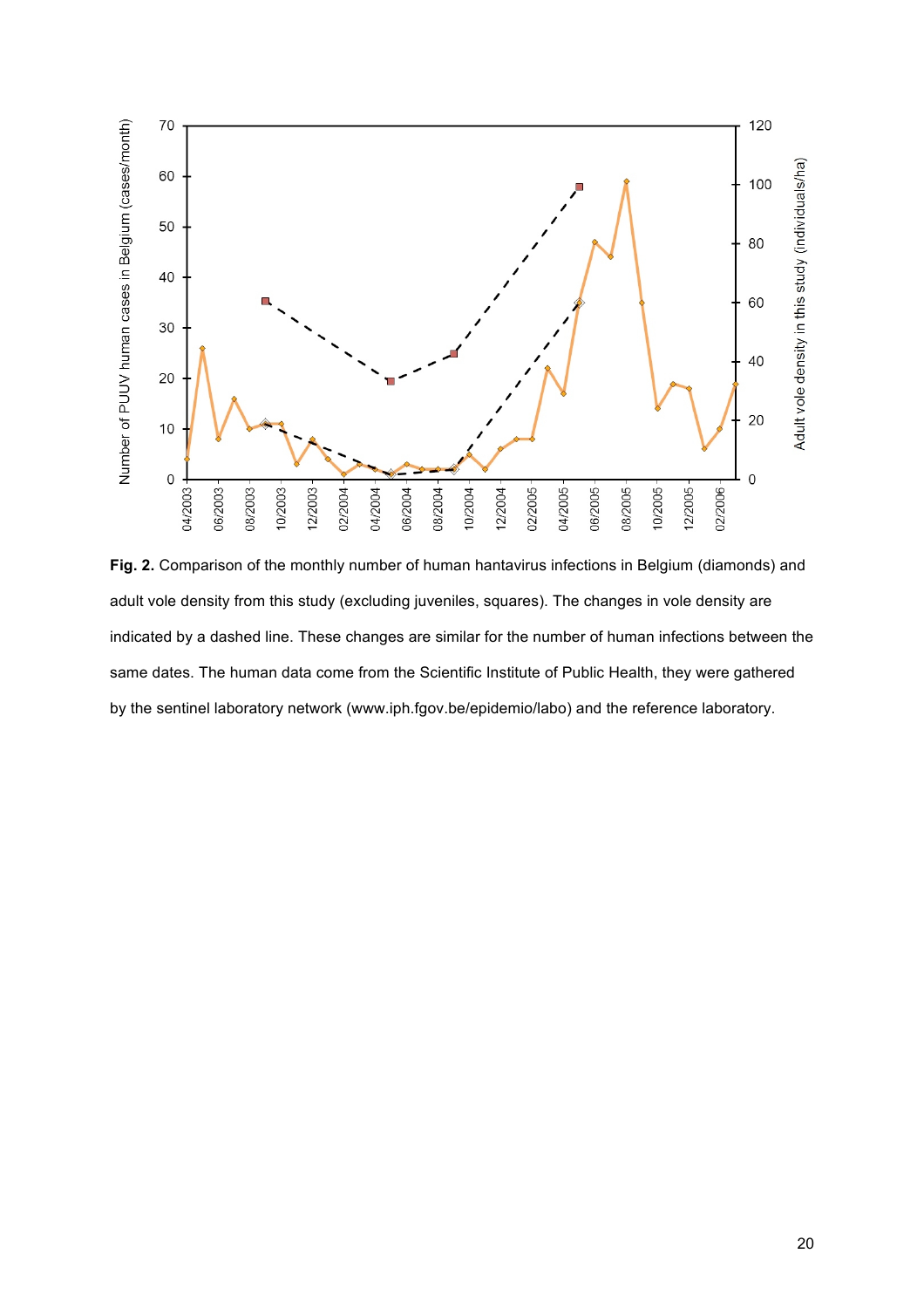Number of PUUV human cases in Belgium (cases/month)

70
60
50
40
30
20
10
0

Adult vole density in this study (individuals/ha)

120
100
80
60
40
20
0

04/2003
06/2003
08/2003
10/2003
12/2003
02/2004
04/2004
06/2004
08/2004
10/2004
12/2004
02/2005
04/2005
06/2005
08/2005
10/2005
12/2005
02/2006

**Fig. 2.** Comparison of the monthly number of human hantavirus infections in Belgium (diamonds) and adult vole density from this study (excluding juveniles, squares). The changes in vole density are indicated by a dashed line. These changes are similar for the number of human infections between the same dates. The human data come from the Scientific Institute of Public Health, they were gathered by the sentinel laboratory network (www.iph.fgov.be/epidemio/labo) and the reference laboratory.